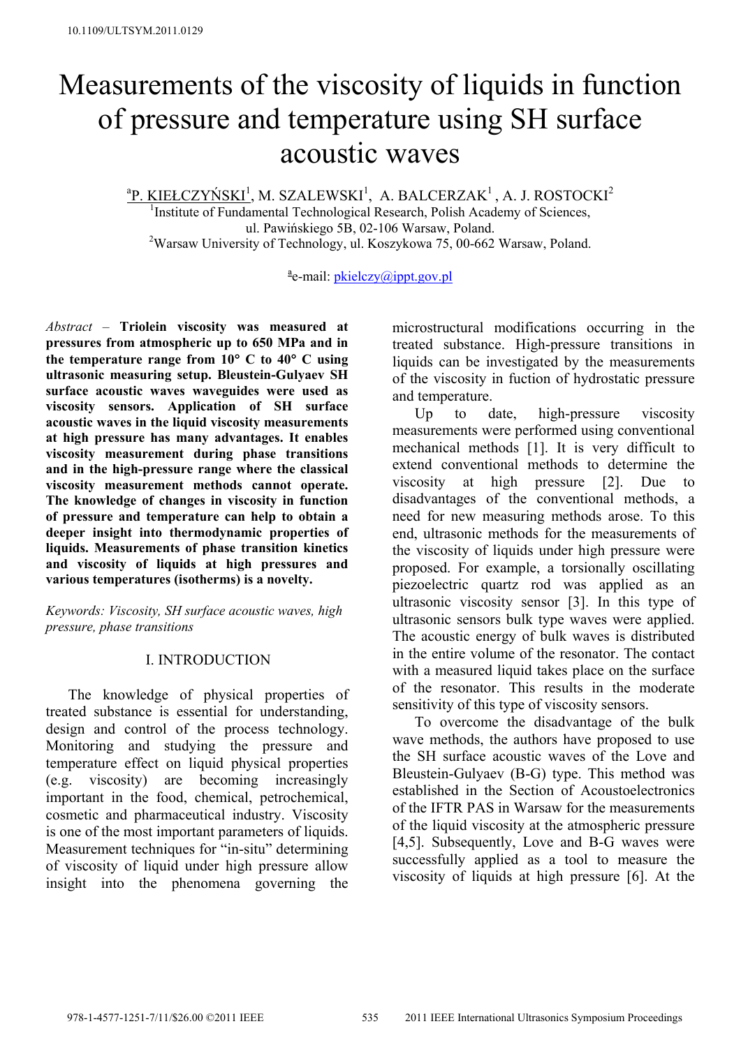10.1109/ULTSYM.2011.0129

# Measurements of the viscosity of liquids in function of pressure and temperature using SH surface acoustic waves

[a]P. KIEŁCZYŃSKI[1], M. SZALEWSKI[1], A. BALCERZAK[1], A. J. ROSTOCKI[2]

[1]Institute of Fundamental Technological Research, Polish Academy of Sciences, ul. Pawińskiego 5B, 02-106 Warsaw, Poland.

[2]Warsaw University of Technology, ul. Koszykowa 75, 00-662 Warsaw, Poland.

[a]e-mail: pkielczy@ippt.gov.pl

*Abstract* – **Triolein viscosity was measured at pressures from atmospheric up to 650 MPa and in the temperature range from 10° C to 40° C using ultrasonic measuring setup. Bleustein-Gulyaev SH surface acoustic waves waveguides were used as viscosity sensors. Application of SH surface acoustic waves in the liquid viscosity measurements at high pressure has many advantages. It enables viscosity measurement during phase transitions and in the high-pressure range where the classical viscosity measurement methods cannot operate. The knowledge of changes in viscosity in function of pressure and temperature can help to obtain a deeper insight into thermodynamic properties of liquids. Measurements of phase transition kinetics and viscosity of liquids at high pressures and various temperatures (isotherms) is a novelty.**

*Keywords: Viscosity, SH surface acoustic waves, high pressure, phase transitions*

## I. INTRODUCTION

The knowledge of physical properties of treated substance is essential for understanding, design and control of the process technology. Monitoring and studying the pressure and temperature effect on liquid physical properties (e.g. viscosity) are becoming increasingly important in the food, chemical, petrochemical, cosmetic and pharmaceutical industry. Viscosity is one of the most important parameters of liquids. Measurement techniques for "in-situ" determining of viscosity of liquid under high pressure allow insight into the phenomena governing the microstructural modifications occurring in the treated substance. High-pressure transitions in liquids can be investigated by the measurements of the viscosity in fuction of hydrostatic pressure and temperature.

Up to date, high-pressure viscosity measurements were performed using conventional mechanical methods [1]. It is very difficult to extend conventional methods to determine the viscosity at high pressure [2]. Due to disadvantages of the conventional methods, a need for new measuring methods arose. To this end, ultrasonic methods for the measurements of the viscosity of liquids under high pressure were proposed. For example, a torsionally oscillating piezoelectric quartz rod was applied as an ultrasonic viscosity sensor [3]. In this type of ultrasonic sensors bulk type waves were applied. The acoustic energy of bulk waves is distributed in the entire volume of the resonator. The contact with a measured liquid takes place on the surface of the resonator. This results in the moderate sensitivity of this type of viscosity sensors.

To overcome the disadvantage of the bulk wave methods, the authors have proposed to use the SH surface acoustic waves of the Love and Bleustein-Gulyaev (B-G) type. This method was established in the Section of Acoustoelectronics of the IFTR PAS in Warsaw for the measurements of the liquid viscosity at the atmospheric pressure [4,5]. Subsequently, Love and B-G waves were successfully applied as a tool to measure the viscosity of liquids at high pressure [6]. At the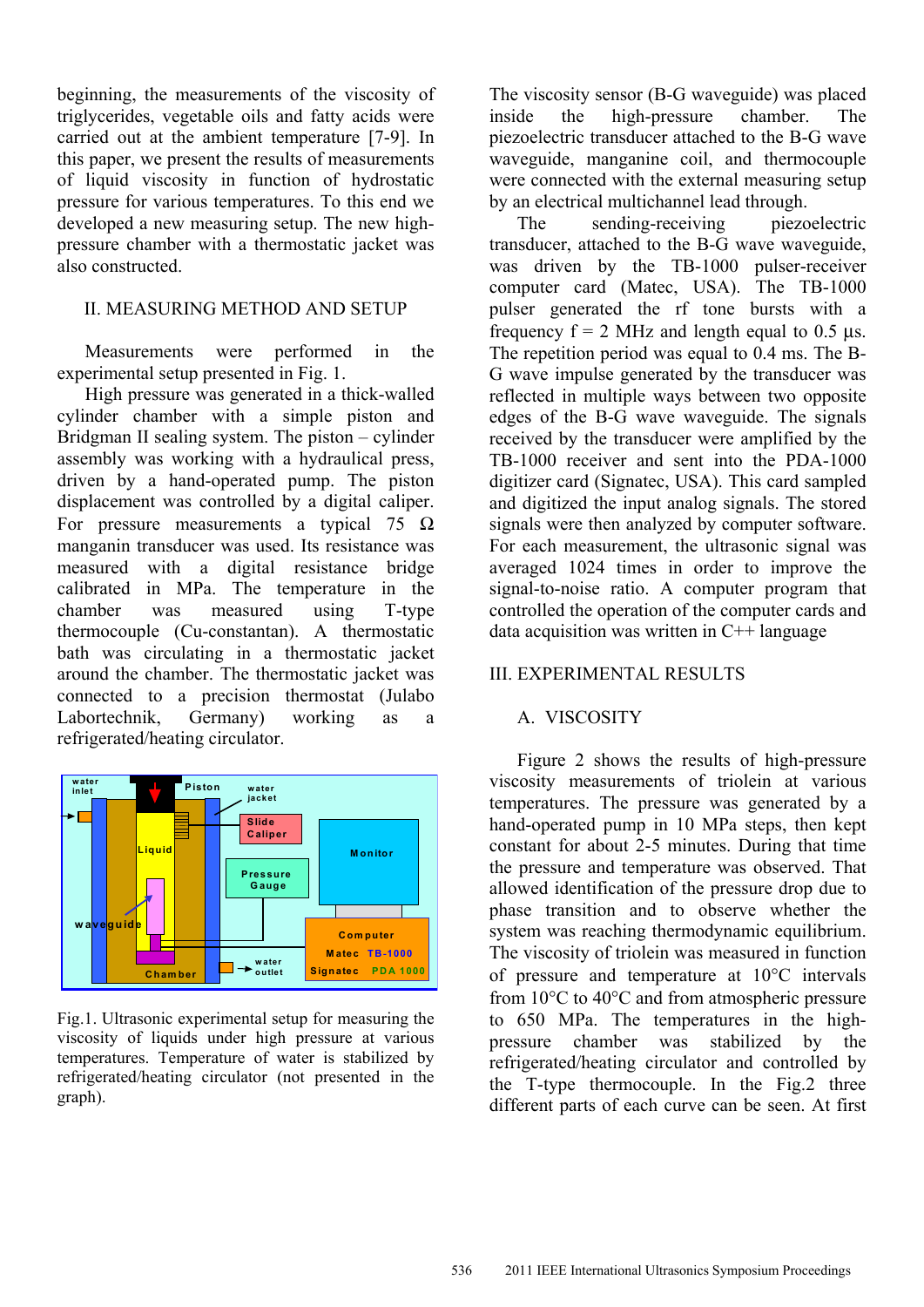beginning, the measurements of the viscosity of triglycerides, vegetable oils and fatty acids were carried out at the ambient temperature [7-9]. In this paper, we present the results of measurements of liquid viscosity in function of hydrostatic pressure for various temperatures. To this end we developed a new measuring setup. The new high-pressure chamber with a thermostatic jacket was also constructed.

## II. MEASURING METHOD AND SETUP

Measurements were performed in the experimental setup presented in Fig. 1.

High pressure was generated in a thick-walled cylinder chamber with a simple piston and Bridgman II sealing system. The piston – cylinder assembly was working with a hydraulical press, driven by a hand-operated pump. The piston displacement was controlled by a digital caliper. For pressure measurements a typical 75 Ω manganin transducer was used. Its resistance was measured with a digital resistance bridge calibrated in MPa. The temperature in the chamber was measured using T-type thermocouple (Cu-constantan). A thermostatic bath was circulating in a thermostatic jacket around the chamber. The thermostatic jacket was connected to a precision thermostat (Julabo Labortechnik, Germany) working as a refrigerated/heating circulator.

Fig.1. Ultrasonic experimental setup for measuring the viscosity of liquids under high pressure at various temperatures. Temperature of water is stabilized by refrigerated/heating circulator (not presented in the graph).

The viscosity sensor (B-G waveguide) was placed inside the high-pressure chamber. The piezoelectric transducer attached to the B-G wave waveguide, manganine coil, and thermocouple were connected with the external measuring setup by an electrical multichannel lead through.

The sending-receiving piezoelectric transducer, attached to the B-G wave waveguide, was driven by the TB-1000 pulser-receiver computer card (Matec, USA). The TB-1000 pulser generated the rf tone bursts with a frequency f = 2 MHz and length equal to 0.5 µs. The repetition period was equal to 0.4 ms. The B-G wave impulse generated by the transducer was reflected in multiple ways between two opposite edges of the B-G wave waveguide. The signals received by the transducer were amplified by the TB-1000 receiver and sent into the PDA-1000 digitizer card (Signatec, USA). This card sampled and digitized the input analog signals. The stored signals were then analyzed by computer software. For each measurement, the ultrasonic signal was averaged 1024 times in order to improve the signal-to-noise ratio. A computer program that controlled the operation of the computer cards and data acquisition was written in C++ language

## III. EXPERIMENTAL RESULTS

### A. VISCOSITY

Figure 2 shows the results of high-pressure viscosity measurements of triolein at various temperatures. The pressure was generated by a hand-operated pump in 10 MPa steps, then kept constant for about 2-5 minutes. During that time the pressure and temperature was observed. That allowed identification of the pressure drop due to phase transition and to observe whether the system was reaching thermodynamic equilibrium. The viscosity of triolein was measured in function of pressure and temperature at 10°C intervals from 10°C to 40°C and from atmospheric pressure to 650 MPa. The temperatures in the high-pressure chamber was stabilized by the refrigerated/heating circulator and controlled by the T-type thermocouple. In the Fig.2 three different parts of each curve can be seen. At first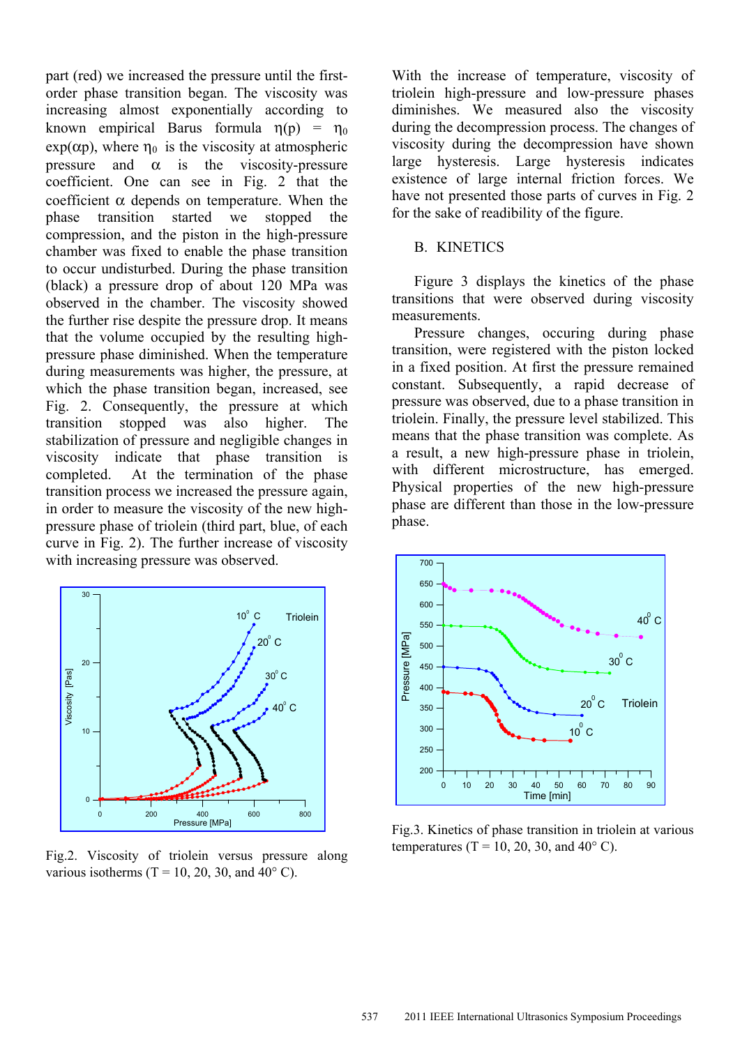part (red) we increased the pressure until the first-order phase transition began. The viscosity was increasing almost exponentially according to known empirical Barus formula $\eta(p) = \eta_0 \exp(\alpha p)$, where $\eta_0$ is the viscosity at atmospheric pressure and $\alpha$ is the viscosity-pressure coefficient. One can see in Fig. 2 that the coefficient $\alpha$ depends on temperature. When the phase transition started we stopped the compression, and the piston in the high-pressure chamber was fixed to enable the phase transition to occur undisturbed. During the phase transition (black) a pressure drop of about 120 MPa was observed in the chamber. The viscosity showed the further rise despite the pressure drop. It means that the volume occupied by the resulting high-pressure phase diminished. When the temperature during measurements was higher, the pressure, at which the phase transition began, increased, see Fig. 2. Consequently, the pressure at which transition stopped was also higher. The stabilization of pressure and negligible changes in viscosity indicate that phase transition is completed. At the termination of the phase transition process we increased the pressure again, in order to measure the viscosity of the new high-pressure phase of triolein (third part, blue, of each curve in Fig. 2). The further increase of viscosity with increasing pressure was observed.

Fig.2. Viscosity of triolein versus pressure along various isotherms (T = 10, 20, 30, and 40° C).

With the increase of temperature, viscosity of triolein high-pressure and low-pressure phases diminishes. We measured also the viscosity during the decompression process. The changes of viscosity during the decompression have shown large hysteresis. Large hysteresis indicates existence of large internal friction forces. We have not presented those parts of curves in Fig. 2 for the sake of readibility of the figure.

## B. KINETICS

Figure 3 displays the kinetics of the phase transitions that were observed during viscosity measurements.

Pressure changes, occuring during phase transition, were registered with the piston locked in a fixed position. At first the pressure remained constant. Subsequently, a rapid decrease of pressure was observed, due to a phase transition in triolein. Finally, the pressure level stabilized. This means that the phase transition was complete. As a result, a new high-pressure phase in triolein, with different microstructure, has emerged. Physical properties of the new high-pressure phase are different than those in the low-pressure phase.

Fig.3. Kinetics of phase transition in triolein at various temperatures (T = 10, 20, 30, and 40° C).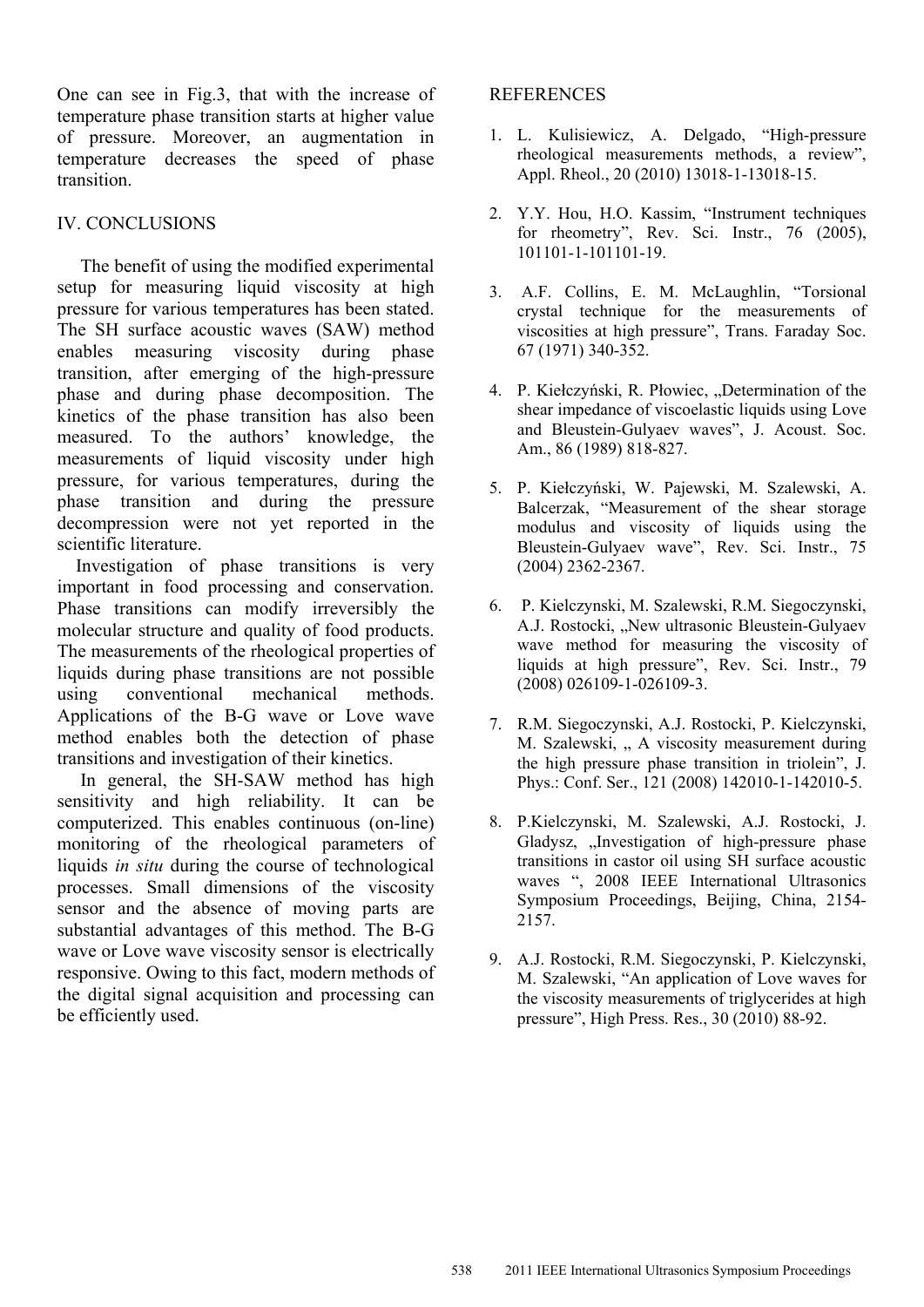One can see in Fig.3, that with the increase of temperature phase transition starts at higher value of pressure. Moreover, an augmentation in temperature decreases the speed of phase transition.

## IV. CONCLUSIONS

The benefit of using the modified experimental setup for measuring liquid viscosity at high pressure for various temperatures has been stated. The SH surface acoustic waves (SAW) method enables measuring viscosity during phase transition, after emerging of the high-pressure phase and during phase decomposition. The kinetics of the phase transition has also been measured. To the authors' knowledge, the measurements of liquid viscosity under high pressure, for various temperatures, during the phase transition and during the pressure decompression were not yet reported in the scientific literature.

Investigation of phase transitions is very important in food processing and conservation. Phase transitions can modify irreversibly the molecular structure and quality of food products. The measurements of the rheological properties of liquids during phase transitions are not possible using conventional mechanical methods. Applications of the B-G wave or Love wave method enables both the detection of phase transitions and investigation of their kinetics.

In general, the SH-SAW method has high sensitivity and high reliability. It can be computerized. This enables continuous (on-line) monitoring of the rheological parameters of liquids *in situ* during the course of technological processes. Small dimensions of the viscosity sensor and the absence of moving parts are substantial advantages of this method. The B-G wave or Love wave viscosity sensor is electrically responsive. Owing to this fact, modern methods of the digital signal acquisition and processing can be efficiently used.

## REFERENCES

1. L. Kulisiewicz, A. Delgado, "High-pressure rheological measurements methods, a review", Appl. Rheol., 20 (2010) 13018-1-13018-15.
2. Y.Y. Hou, H.O. Kassim, "Instrument techniques for rheometry", Rev. Sci. Instr., 76 (2005), 101101-1-101101-19.
3. A.F. Collins, E. M. McLaughlin, "Torsional crystal technique for the measurements of viscosities at high pressure", Trans. Faraday Soc. 67 (1971) 340-352.
4. P. Kiełczyński, R. Płowiec, „Determination of the shear impedance of viscoelastic liquids using Love and Bleustein-Gulyaev waves", J. Acoust. Soc. Am., 86 (1989) 818-827.
5. P. Kiełczyński, W. Pajewski, M. Szalewski, A. Balcerzak, "Measurement of the shear storage modulus and viscosity of liquids using the Bleustein-Gulyaev wave", Rev. Sci. Instr., 75 (2004) 2362-2367.
6. P. Kielczynski, M. Szalewski, R.M. Siegoczynski, A.J. Rostocki, „New ultrasonic Bleustein-Gulyaev wave method for measuring the viscosity of liquids at high pressure", Rev. Sci. Instr., 79 (2008) 026109-1-026109-3.
7. R.M. Siegoczynski, A.J. Rostocki, P. Kielczynski, M. Szalewski, „ A viscosity measurement during the high pressure phase transition in triolein", J. Phys.: Conf. Ser., 121 (2008) 142010-1-142010-5.
8. P.Kielczynski, M. Szalewski, A.J. Rostocki, J. Gladysz, „Investigation of high-pressure phase transitions in castor oil using SH surface acoustic waves ", 2008 IEEE International Ultrasonics Symposium Proceedings, Beijing, China, 2154-2157.
9. A.J. Rostocki, R.M. Siegoczynski, P. Kielczynski, M. Szalewski, "An application of Love waves for the viscosity measurements of triglycerides at high pressure", High Press. Res., 30 (2010) 88-92.